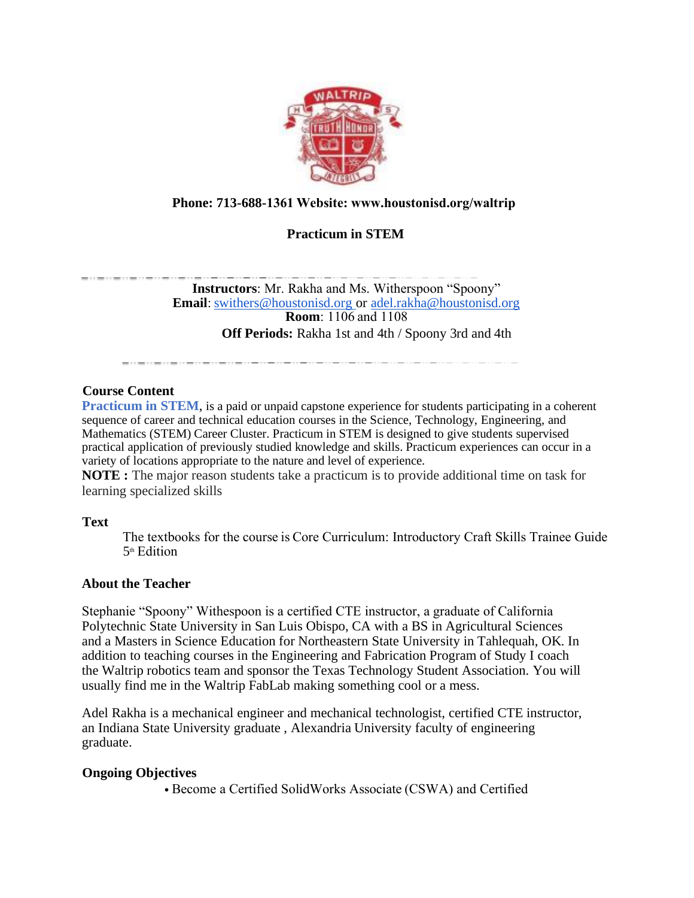**Phone: 713-688-1361 Website: www.houstonisd.org/waltrip**

# Practicum in STEM

**Instructors**: Mr. Rakha and Ms. Witherspoon "Spoony"
**Email**: swithers@houstonisd.org or adel.rakha@houstonisd.org
**Room**: 1106 and 1108
**Off Periods:** Rakha 1st and 4th / Spoony 3rd and 4th

## Course Content

**Practicum in STEM**, is a paid or unpaid capstone experience for students participating in a coherent sequence of career and technical education courses in the Science, Technology, Engineering, and Mathematics (STEM) Career Cluster. Practicum in STEM is designed to give students supervised practical application of previously studied knowledge and skills. Practicum experiences can occur in a variety of locations appropriate to the nature and level of experience.

**NOTE :** The major reason students take a practicum is to provide additional time on task for learning specialized skills

## Text

The textbooks for the course is Core Curriculum: Introductory Craft Skills Trainee Guide 5th Edition

## About the Teacher

Stephanie "Spoony" Withespoon is a certified CTE instructor, a graduate of California Polytechnic State University in San Luis Obispo, CA with a BS in Agricultural Sciences and a Masters in Science Education for Northeastern State University in Tahlequah, OK. In addition to teaching courses in the Engineering and Fabrication Program of Study I coach the Waltrip robotics team and sponsor the Texas Technology Student Association. You will usually find me in the Waltrip FabLab making something cool or a mess.

Adel Rakha is a mechanical engineer and mechanical technologist, certified CTE instructor, an Indiana State University graduate , Alexandria University faculty of engineering graduate.

## Ongoing Objectives

- Become a Certified SolidWorks Associate (CSWA) and Certified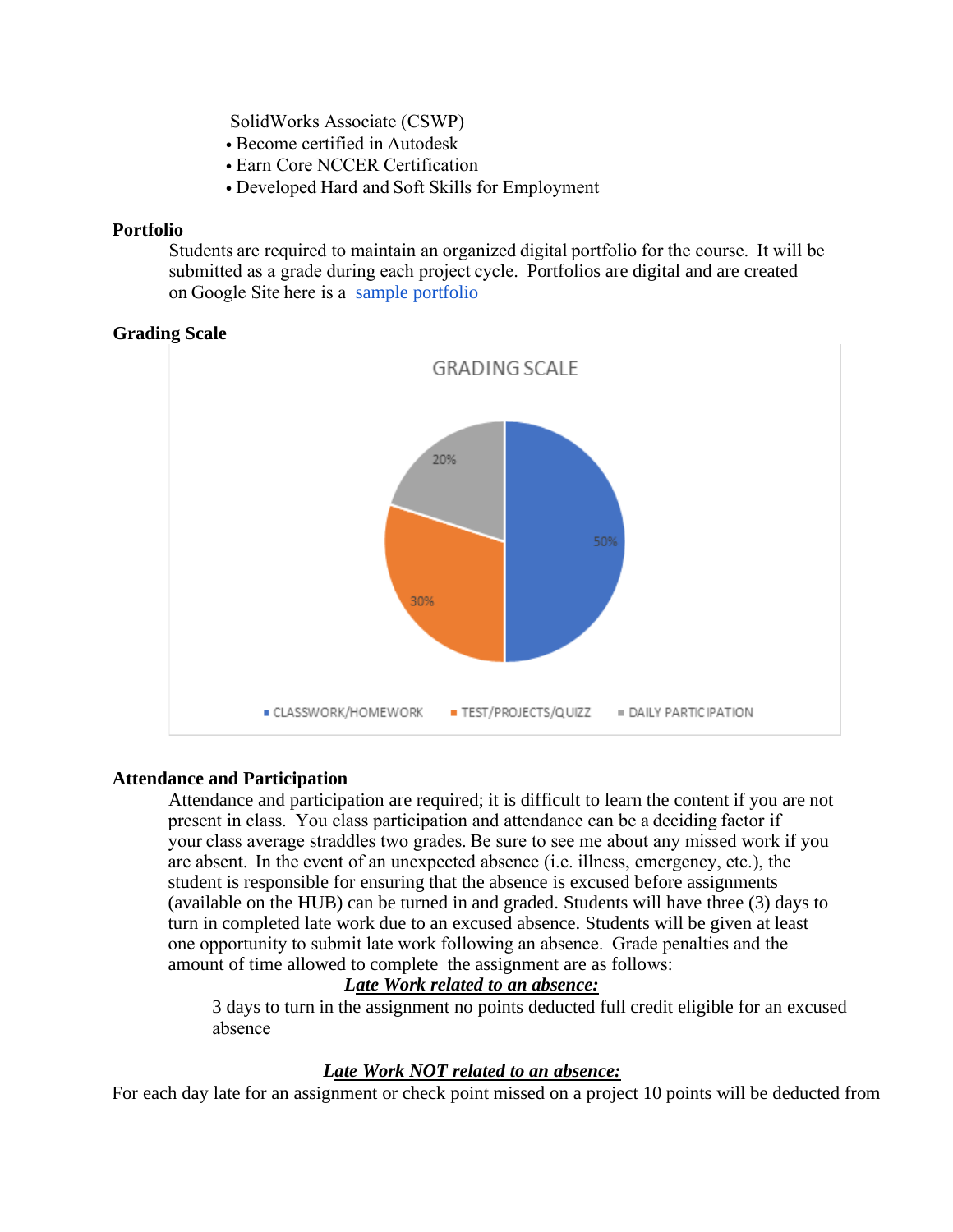SolidWorks Associate (CSWP)

- Become certified in Autodesk
- Earn Core NCCER Certification
- Developed Hard and Soft Skills for Employment

**Portfolio**

Students are required to maintain an organized digital portfolio for the course. It will be submitted as a grade during each project cycle. Portfolios are digital and are created on Google Site here is a [sample portfolio]

**Grading Scale**

GRADING SCALE

| Category | Percentage |
| --- | --- |
| CLASSWORK/HOMEWORK | 50% |
| TEST/PROJECTS/QUIZZ | 30% |
| DAILY PARTICIPATION | 20% |

**Attendance and Participation**

Attendance and participation are required; it is difficult to learn the content if you are not present in class. You class participation and attendance can be a deciding factor if your class average straddles two grades. Be sure to see me about any missed work if you are absent. In the event of an unexpected absence (i.e. illness, emergency, etc.), the student is responsible for ensuring that the absence is excused before assignments (available on the HUB) can be turned in and graded. Students will have three (3) days to turn in completed late work due to an excused absence. Students will be given at least one opportunity to submit late work following an absence. Grade penalties and the amount of time allowed to complete the assignment are as follows:

***Late Work related to an absence:***

3 days to turn in the assignment no points deducted full credit eligible for an excused absence

***Late Work NOT related to an absence:***

For each day late for an assignment or check point missed on a project 10 points will be deducted from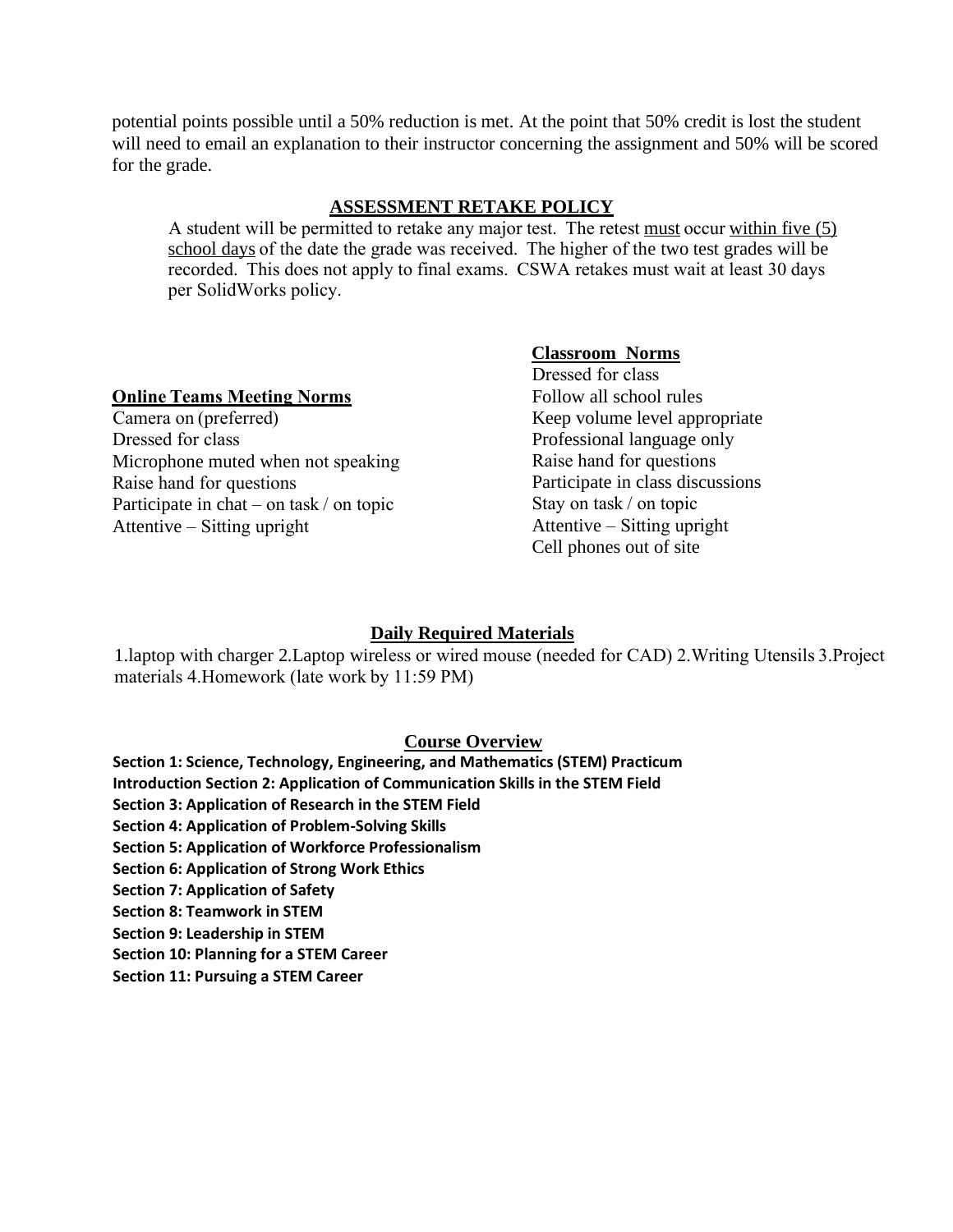potential points possible until a 50% reduction is met. At the point that 50% credit is lost the student will need to email an explanation to their instructor concerning the assignment and 50% will be scored for the grade.

## ASSESSMENT RETAKE POLICY

A student will be permitted to retake any major test. The retest must occur within five (5) school days of the date the grade was received. The higher of the two test grades will be recorded. This does not apply to final exams. CSWA retakes must wait at least 30 days per SolidWorks policy.

### Online Teams Meeting Norms

Camera on (preferred)
Dressed for class
Microphone muted when not speaking
Raise hand for questions
Participate in chat – on task / on topic
Attentive – Sitting upright

### Classroom Norms

Dressed for class
Follow all school rules
Keep volume level appropriate
Professional language only
Raise hand for questions
Participate in class discussions
Stay on task / on topic
Attentive – Sitting upright
Cell phones out of site

## Daily Required Materials

1.laptop with charger 2.Laptop wireless or wired mouse (needed for CAD) 2.Writing Utensils 3.Project materials 4.Homework (late work by 11:59 PM)

## Course Overview

**Section 1: Science, Technology, Engineering, and Mathematics (STEM) Practicum Introduction Section 2: Application of Communication Skills in the STEM Field**
**Section 3: Application of Research in the STEM Field**
**Section 4: Application of Problem-Solving Skills**
**Section 5: Application of Workforce Professionalism**
**Section 6: Application of Strong Work Ethics**
**Section 7: Application of Safety**
**Section 8: Teamwork in STEM**
**Section 9: Leadership in STEM**
**Section 10: Planning for a STEM Career**
**Section 11: Pursuing a STEM Career**